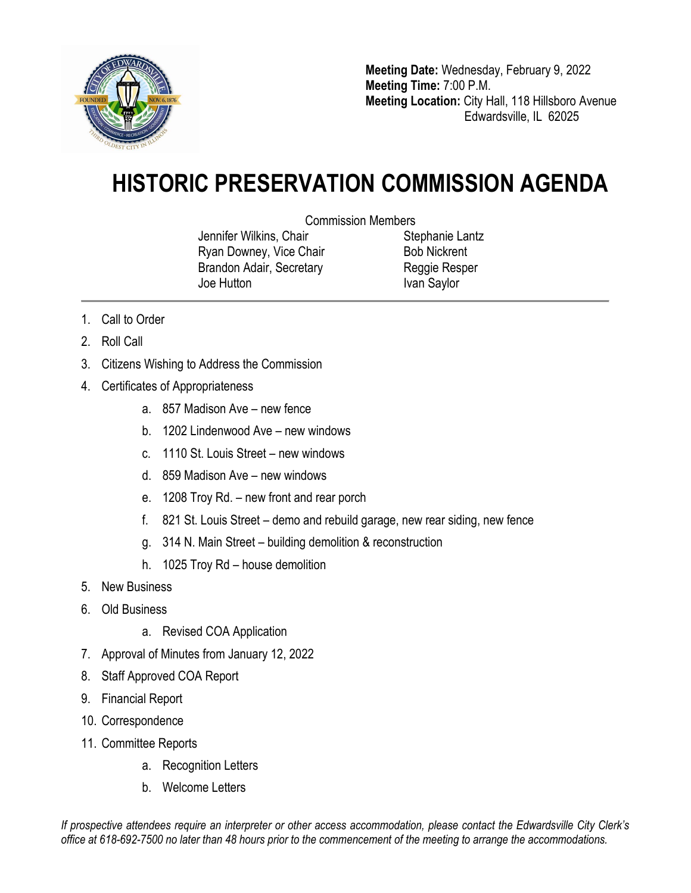**Meeting Date:** Wednesday, February 9, 2022
**Meeting Time:** 7:00 P.M.
**Meeting Location:** City Hall, 118 Hillsboro Avenue
Edwardsville, IL 62025

# HISTORIC PRESERVATION COMMISSION AGENDA

Commission Members

| | |
|---|---|
| Jennifer Wilkins, Chair | Stephanie Lantz |
| Ryan Downey, Vice Chair | Bob Nickrent |
| Brandon Adair, Secretary | Reggie Resper |
| Joe Hutton | Ivan Saylor |

---

1. Call to Order
2. Roll Call
3. Citizens Wishing to Address the Commission
4. Certificates of Appropriateness
    a. 857 Madison Ave – new fence
    b. 1202 Lindenwood Ave – new windows
    c. 1110 St. Louis Street – new windows
    d. 859 Madison Ave – new windows
    e. 1208 Troy Rd. – new front and rear porch
    f. 821 St. Louis Street – demo and rebuild garage, new rear siding, new fence
    g. 314 N. Main Street – building demolition & reconstruction
    h. 1025 Troy Rd – house demolition
5. New Business
6. Old Business
    a. Revised COA Application
7. Approval of Minutes from January 12, 2022
8. Staff Approved COA Report
9. Financial Report
10. Correspondence
11. Committee Reports
    a. Recognition Letters
    b. Welcome Letters

*If prospective attendees require an interpreter or other access accommodation, please contact the Edwardsville City Clerk's office at 618-692-7500 no later than 48 hours prior to the commencement of the meeting to arrange the accommodations.*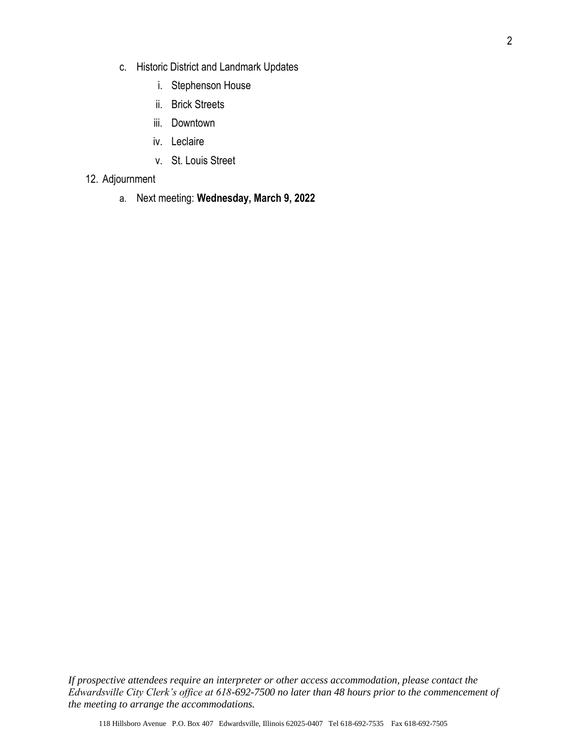c. Historic District and Landmark Updates
      i. Stephenson House
      ii. Brick Streets
      iii. Downtown
      iv. Leclaire
      v. St. Louis Street

12. Adjournment
   a. Next meeting: **Wednesday, March 9, 2022**

*If prospective attendees require an interpreter or other access accommodation, please contact the Edwardsville City Clerk's office at 618-692-7500 no later than 48 hours prior to the commencement of the meeting to arrange the accommodations.*

118 Hillsboro Avenue P.O. Box 407 Edwardsville, Illinois 62025-0407 Tel 618-692-7535 Fax 618-692-7505